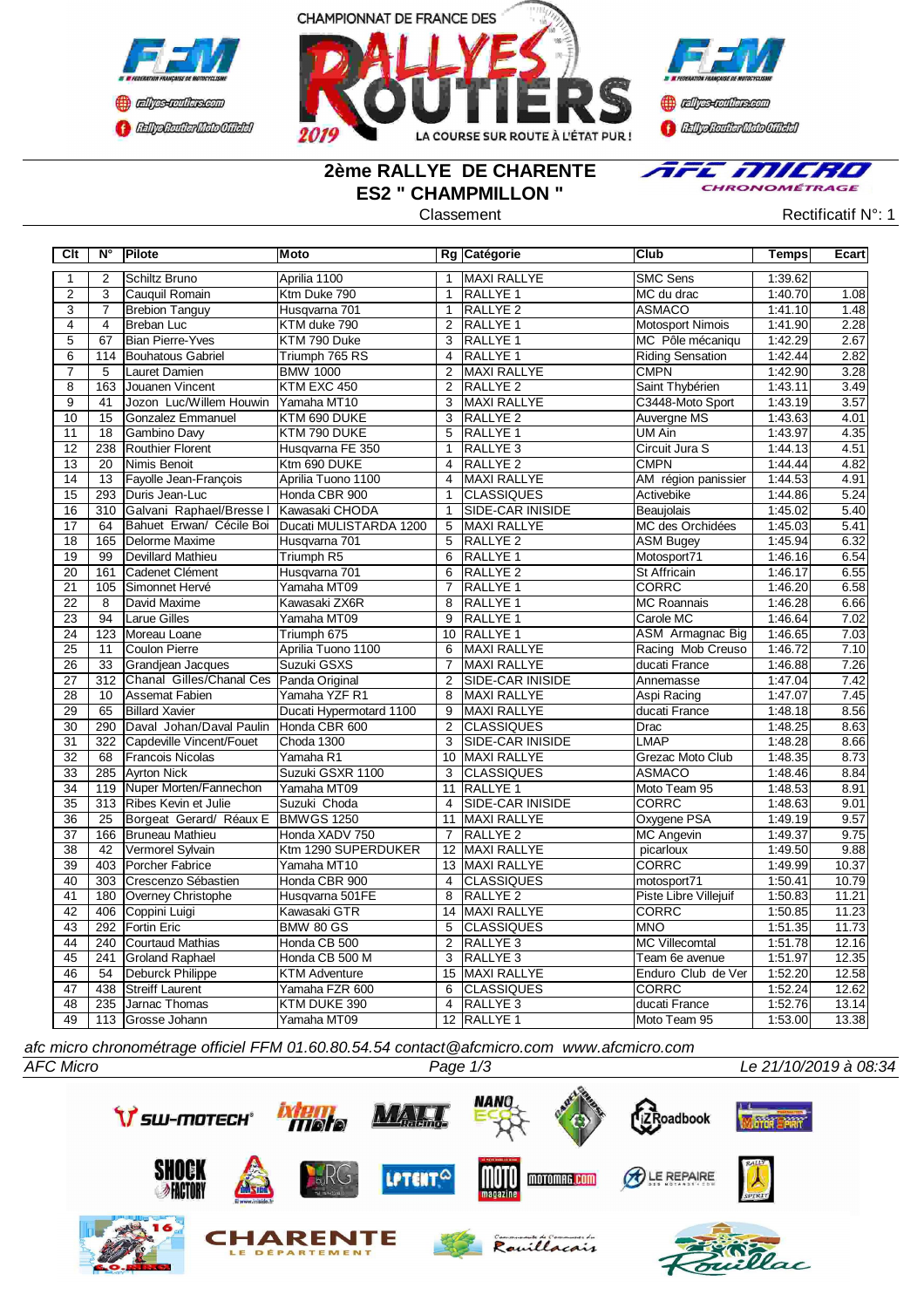CHAMPIONNAT DE FRANCE DES RALLYES ROUTIERS 2019

LA COURSE SUR ROUTE À L'ÉTAT PUR !

# 2ème RALLYE DE CHARENTE
## ES2 " CHAMPMILLON "

Classement

Rectificatif N°: 1

| Clt | N° | Pilote | Moto | Rg | Catégorie | Club | Temps | Ecart |
|---|---|---|---|---|---|---|---|---|
| 1 | 2 | Schiltz Bruno | Aprilia 1100 | 1 | MAXI RALLYE | SMC Sens | 1:39.62 | |
| 2 | 3 | Cauquil Romain | Ktm Duke 790 | 1 | RALLYE 1 | MC du drac | 1:40.70 | 1.08 |
| 3 | 7 | Brebion Tanguy | Husqvarna 701 | 1 | RALLYE 2 | ASMACO | 1:41.10 | 1.48 |
| 4 | 4 | Breban Luc | KTM duke 790 | 2 | RALLYE 1 | Motosport Nimois | 1:41.90 | 2.28 |
| 5 | 67 | Bian Pierre-Yves | KTM 790 Duke | 3 | RALLYE 1 | MC Pôle mécaniqu | 1:42.29 | 2.67 |
| 6 | 114 | Bouhatous Gabriel | Triumph 765 RS | 4 | RALLYE 1 | Riding Sensation | 1:42.44 | 2.82 |
| 7 | 5 | Lauret Damien | BMW 1000 | 2 | MAXI RALLYE | CMPN | 1:42.90 | 3.28 |
| 8 | 163 | Jouanen Vincent | KTM EXC 450 | 2 | RALLYE 2 | Saint Thybérien | 1:43.11 | 3.49 |
| 9 | 41 | Jozon Luc/Willem Houwin | Yamaha MT10 | 3 | MAXI RALLYE | C3448-Moto Sport | 1:43.19 | 3.57 |
| 10 | 15 | Gonzalez Emmanuel | KTM 690 DUKE | 3 | RALLYE 2 | Auvergne MS | 1:43.63 | 4.01 |
| 11 | 18 | Gambino Davy | KTM 790 DUKE | 5 | RALLYE 1 | UM Ain | 1:43.97 | 4.35 |
| 12 | 238 | Routhier Florent | Husqvarna FE 350 | 1 | RALLYE 3 | Circuit Jura S | 1:44.13 | 4.51 |
| 13 | 20 | Nimis Benoit | Ktm 690 DUKE | 4 | RALLYE 2 | CMPN | 1:44.44 | 4.82 |
| 14 | 13 | Fayolle Jean-François | Aprilia Tuono 1100 | 4 | MAXI RALLYE | AM région panissier | 1:44.53 | 4.91 |
| 15 | 293 | Duris Jean-Luc | Honda CBR 900 | 1 | CLASSIQUES | Activebike | 1:44.86 | 5.24 |
| 16 | 310 | Galvani Raphael/Bresse l | Kawasaki CHODA | 1 | SIDE-CAR INISIDE | Beaujolais | 1:45.02 | 5.40 |
| 17 | 64 | Bahuet Erwan/ Cécile Boi | Ducati MULISTARDA 1200 | 5 | MAXI RALLYE | MC des Orchidées | 1:45.03 | 5.41 |
| 18 | 165 | Delorme Maxime | Husqvarna 701 | 5 | RALLYE 2 | ASM Bugey | 1:45.94 | 6.32 |
| 19 | 99 | Devillard Mathieu | Triumph R5 | 6 | RALLYE 1 | Motosport71 | 1:46.16 | 6.54 |
| 20 | 161 | Cadenet Clément | Husqvarna 701 | 6 | RALLYE 2 | St Affricain | 1:46.17 | 6.55 |
| 21 | 105 | Simonnet Hervé | Yamaha MT09 | 7 | RALLYE 1 | CORRC | 1:46.20 | 6.58 |
| 22 | 8 | David Maxime | Kawasaki ZX6R | 8 | RALLYE 1 | MC Roannais | 1:46.28 | 6.66 |
| 23 | 94 | Larue Gilles | Yamaha MT09 | 9 | RALLYE 1 | Carole MC | 1:46.64 | 7.02 |
| 24 | 123 | Moreau Loane | Triumph 675 | 10 | RALLYE 1 | ASM Armagnac Big | 1:46.65 | 7.03 |
| 25 | 11 | Coulon Pierre | Aprilia Tuono 1100 | 6 | MAXI RALLYE | Racing Mob Creuso | 1:46.72 | 7.10 |
| 26 | 33 | Grandjean Jacques | Suzuki GSXS | 7 | MAXI RALLYE | ducati France | 1:46.88 | 7.26 |
| 27 | 312 | Chanal Gilles/Chanal Ces | Panda Original | 2 | SIDE-CAR INISIDE | Annemasse | 1:47.04 | 7.42 |
| 28 | 10 | Assemat Fabien | Yamaha YZF R1 | 8 | MAXI RALLYE | Aspi Racing | 1:47.07 | 7.45 |
| 29 | 65 | Billard Xavier | Ducati Hypermotard 1100 | 9 | MAXI RALLYE | ducati France | 1:48.18 | 8.56 |
| 30 | 290 | Daval Johan/Daval Paulin | Honda CBR 600 | 2 | CLASSIQUES | Drac | 1:48.25 | 8.63 |
| 31 | 322 | Capdeville Vincent/Fouet | Choda 1300 | 3 | SIDE-CAR INISIDE | LMAP | 1:48.28 | 8.66 |
| 32 | 68 | Francois Nicolas | Yamaha R1 | 10 | MAXI RALLYE | Grezac Moto Club | 1:48.35 | 8.73 |
| 33 | 285 | Ayrton Nick | Suzuki GSXR 1100 | 3 | CLASSIQUES | ASMACO | 1:48.46 | 8.84 |
| 34 | 119 | Nuper Morten/Fannechon | Yamaha MT09 | 11 | RALLYE 1 | Moto Team 95 | 1:48.53 | 8.91 |
| 35 | 313 | Ribes Kevin et Julie | Suzuki Choda | 4 | SIDE-CAR INISIDE | CORRC | 1:48.63 | 9.01 |
| 36 | 25 | Borgeat Gerard/ Réaux E | BMWGS 1250 | 11 | MAXI RALLYE | Oxygene PSA | 1:49.19 | 9.57 |
| 37 | 166 | Bruneau Mathieu | Honda XADV 750 | 7 | RALLYE 2 | MC Angevin | 1:49.37 | 9.75 |
| 38 | 42 | Vermorel Sylvain | Ktm 1290 SUPERDUKER | 12 | MAXI RALLYE | picarloux | 1:49.50 | 9.88 |
| 39 | 403 | Porcher Fabrice | Yamaha MT10 | 13 | MAXI RALLYE | CORRC | 1:49.99 | 10.37 |
| 40 | 303 | Crescenzo Sébastien | Honda CBR 900 | 4 | CLASSIQUES | motosport71 | 1:50.41 | 10.79 |
| 41 | 180 | Overney Christophe | Husqvarna 501FE | 8 | RALLYE 2 | Piste Libre Villejuif | 1:50.83 | 11.21 |
| 42 | 406 | Coppini Luigi | Kawasaki GTR | 14 | MAXI RALLYE | CORRC | 1:50.85 | 11.23 |
| 43 | 292 | Fortin Eric | BMW 80 GS | 5 | CLASSIQUES | MNO | 1:51.35 | 11.73 |
| 44 | 240 | Courtaud Mathias | Honda CB 500 | 2 | RALLYE 3 | MC Villecomtal | 1:51.78 | 12.16 |
| 45 | 241 | Groland Raphael | Honda CB 500 M | 3 | RALLYE 3 | Team 6e avenue | 1:51.97 | 12.35 |
| 46 | 54 | Deburck Philippe | KTM Adventure | 15 | MAXI RALLYE | Enduro Club de Ver | 1:52.20 | 12.58 |
| 47 | 438 | Streiff Laurent | Yamaha FZR 600 | 6 | CLASSIQUES | CORRC | 1:52.24 | 12.62 |
| 48 | 235 | Jarnac Thomas | KTM DUKE 390 | 4 | RALLYE 3 | ducati France | 1:52.76 | 13.14 |
| 49 | 113 | Grosse Johann | Yamaha MT09 | 12 | RALLYE 1 | Moto Team 95 | 1:53.00 | 13.38 |

*afc micro chronométrage officiel FFM 01.60.80.54.54 contact@afcmicro.com www.afcmicro.com*

*AFC Micro* *Le 21/10/2019 à 08:34*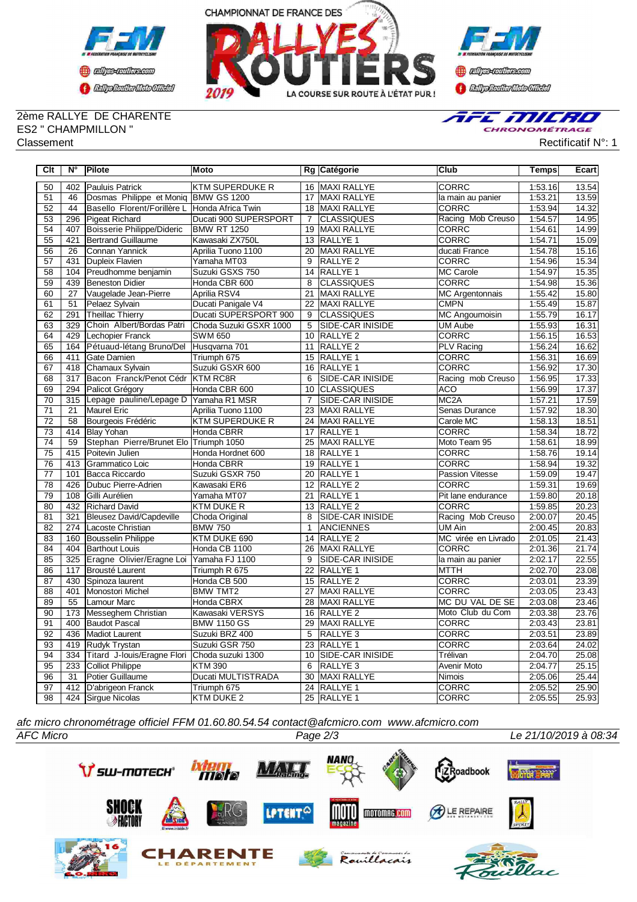CHAMPIONNAT DE FRANCE DES RALLYES ROUTIERS 2019 — LA COURSE SUR ROUTE À L'ÉTAT PUR !

2ème RALLYE DE CHARENTE
ES2 " CHAMPMILLON "
Classement

Rectificatif N°: 1

| Clt | N° | Pilote | Moto | Rg | Catégorie | Club | Temps | Ecart |
|---|---|---|---|---|---|---|---|---|
| 50 | 402 | Pauluis Patrick | KTM SUPERDUKE R | 16 | MAXI RALLYE | CORRC | 1:53.16 | 13.54 |
| 51 | 46 | Dosmas Philippe et Moniq | BMW GS 1200 | 17 | MAXI RALLYE | la main au panier | 1:53.21 | 13.59 |
| 52 | 44 | Basello Florent/Forillère L | Honda Africa Twin | 18 | MAXI RALLYE | CORRC | 1:53.94 | 14.32 |
| 53 | 296 | Pigeat Richard | Ducati 900 SUPERSPORT | 7 | CLASSIQUES | Racing Mob Creuso | 1:54.57 | 14.95 |
| 54 | 407 | Boisserie Philippe/Dideric | BMW RT 1250 | 19 | MAXI RALLYE | CORRC | 1:54.61 | 14.99 |
| 55 | 421 | Bertrand Guillaume | Kawasaki ZX750L | 13 | RALLYE 1 | CORRC | 1:54.71 | 15.09 |
| 56 | 26 | Connan Yannick | Aprilia Tuono 1100 | 20 | MAXI RALLYE | ducati France | 1:54.78 | 15.16 |
| 57 | 431 | Dupleix Flavien | Yamaha MT03 | 9 | RALLYE 2 | CORRC | 1:54.96 | 15.34 |
| 58 | 104 | Preudhomme benjamin | Suzuki GSXS 750 | 14 | RALLYE 1 | MC Carole | 1:54.97 | 15.35 |
| 59 | 439 | Beneston Didier | Honda CBR 600 | 8 | CLASSIQUES | CORRC | 1:54.98 | 15.36 |
| 60 | 27 | Vaugelade Jean-Pierre | Aprilia RSV4 | 21 | MAXI RALLYE | MC Argentonnais | 1:55.42 | 15.80 |
| 61 | 51 | Pelaez Sylvain | Ducati Panigale V4 | 22 | MAXI RALLYE | CMPN | 1:55.49 | 15.87 |
| 62 | 291 | Theillac Thierry | Ducati SUPERSPORT 900 | 9 | CLASSIQUES | MC Angoumoisin | 1:55.79 | 16.17 |
| 63 | 329 | Choin Albert/Bordas Patri | Choda Suzuki GSXR 1000 | 5 | SIDE-CAR INISIDE | UM Aube | 1:55.93 | 16.31 |
| 64 | 429 | Lechopier Franck | SWM 650 | 10 | RALLYE 2 | CORRC | 1:56.15 | 16.53 |
| 65 | 164 | Pétuaud-létang Bruno/Del | Husqvarna 701 | 11 | RALLYE 2 | PLV Racing | 1:56.24 | 16.62 |
| 66 | 411 | Gate Damien | Triumph 675 | 15 | RALLYE 1 | CORRC | 1:56.31 | 16.69 |
| 67 | 418 | Chamaux Sylvain | Suzuki GSXR 600 | 16 | RALLYE 1 | CORRC | 1:56.92 | 17.30 |
| 68 | 317 | Bacon Franck/Penot Cédr | KTM RC8R | 6 | SIDE-CAR INISIDE | Racing mob Creuso | 1:56.95 | 17.33 |
| 69 | 294 | Palicot Grégory | Honda CBR 600 | 10 | CLASSIQUES | ACO | 1:56.99 | 17.37 |
| 70 | 315 | Lepage pauline/Lepage D | Yamaha R1 MSR | 7 | SIDE-CAR INISIDE | MC2A | 1:57.21 | 17.59 |
| 71 | 21 | Maurel Eric | Aprilia Tuono 1100 | 23 | MAXI RALLYE | Senas Durance | 1:57.92 | 18.30 |
| 72 | 58 | Bourgeois Frédéric | KTM SUPERDUKE R | 24 | MAXI RALLYE | Carole MC | 1:58.13 | 18.51 |
| 73 | 414 | Blay Yohan | Honda CBRR | 17 | RALLYE 1 | CORRC | 1:58.34 | 18.72 |
| 74 | 59 | Stephan Pierre/Brunet Elo | Triumph 1050 | 25 | MAXI RALLYE | Moto Team 95 | 1:58.61 | 18.99 |
| 75 | 415 | Poitevin Julien | Honda Hordnet 600 | 18 | RALLYE 1 | CORRC | 1:58.76 | 19.14 |
| 76 | 413 | Grammatico Loic | Honda CBRR | 19 | RALLYE 1 | CORRC | 1:58.94 | 19.32 |
| 77 | 101 | Bacca Riccardo | Suzuki GSXR 750 | 20 | RALLYE 1 | Passion Vitesse | 1:59.09 | 19.47 |
| 78 | 426 | Dubuc Pierre-Adrien | Kawasaki ER6 | 12 | RALLYE 2 | CORRC | 1:59.31 | 19.69 |
| 79 | 108 | Gilli Aurélien | Yamaha MT07 | 21 | RALLYE 1 | Pit lane endurance | 1:59.80 | 20.18 |
| 80 | 432 | Richard David | KTM DUKE R | 13 | RALLYE 2 | CORRC | 1:59.85 | 20.23 |
| 81 | 321 | Bleusez David/Capdeville | Choda Original | 8 | SIDE-CAR INISIDE | Racing Mob Creuso | 2:00.07 | 20.45 |
| 82 | 274 | Lacoste Christian | BMW 750 | 1 | ANCIENNES | UM Ain | 2:00.45 | 20.83 |
| 83 | 160 | Bousselin Philippe | KTM DUKE 690 | 14 | RALLYE 2 | MC virée en Livrado | 2:01.05 | 21.43 |
| 84 | 404 | Barthout Louis | Honda CB 1100 | 26 | MAXI RALLYE | CORRC | 2:01.36 | 21.74 |
| 85 | 325 | Eragne Olivier/Eragne Loi | Yamaha FJ 1100 | 9 | SIDE-CAR INISIDE | la main au panier | 2:02.17 | 22.55 |
| 86 | 117 | Brousté Laurent | Triumph R 675 | 22 | RALLYE 1 | MTTH | 2:02.70 | 23.08 |
| 87 | 430 | Spinoza laurent | Honda CB 500 | 15 | RALLYE 2 | CORRC | 2:03.01 | 23.39 |
| 88 | 401 | Monostori Michel | BMW TMT2 | 27 | MAXI RALLYE | CORRC | 2:03.05 | 23.43 |
| 89 | 55 | Lamour Marc | Honda CBRX | 28 | MAXI RALLYE | MC DU VAL DE SE | 2:03.08 | 23.46 |
| 90 | 173 | Messeghem Christian | Kawasaki VERSYS | 16 | RALLYE 2 | Moto Club du Com | 2:03.38 | 23.76 |
| 91 | 400 | Baudot Pascal | BMW 1150 GS | 29 | MAXI RALLYE | CORRC | 2:03.43 | 23.81 |
| 92 | 436 | Madiot Laurent | Suzuki BRZ 400 | 5 | RALLYE 3 | CORRC | 2:03.51 | 23.89 |
| 93 | 419 | Rudyk Trystan | Suzuki GSR 750 | 23 | RALLYE 1 | CORRC | 2:03.64 | 24.02 |
| 94 | 334 | Titard J-louis/Eragne Flori | Choda suzuki 1300 | 10 | SIDE-CAR INISIDE | Trélivan | 2:04.70 | 25.08 |
| 95 | 233 | Colliot Philippe | KTM 390 | 6 | RALLYE 3 | Avenir Moto | 2:04.77 | 25.15 |
| 96 | 31 | Potier Guillaume | Ducati MULTISTRADA | 30 | MAXI RALLYE | Nimois | 2:05.06 | 25.44 |
| 97 | 412 | D'abrigeon Franck | Triumph 675 | 24 | RALLYE 1 | CORRC | 2:05.52 | 25.90 |
| 98 | 424 | Sirgue Nicolas | KTM DUKE 2 | 25 | RALLYE 1 | CORRC | 2:05.55 | 25.93 |

*afc micro chronométrage officiel FFM 01.60.80.54.54 contact@afcmicro.com www.afcmicro.com*

*AFC Micro* — *Le 21/10/2019 à 08:34*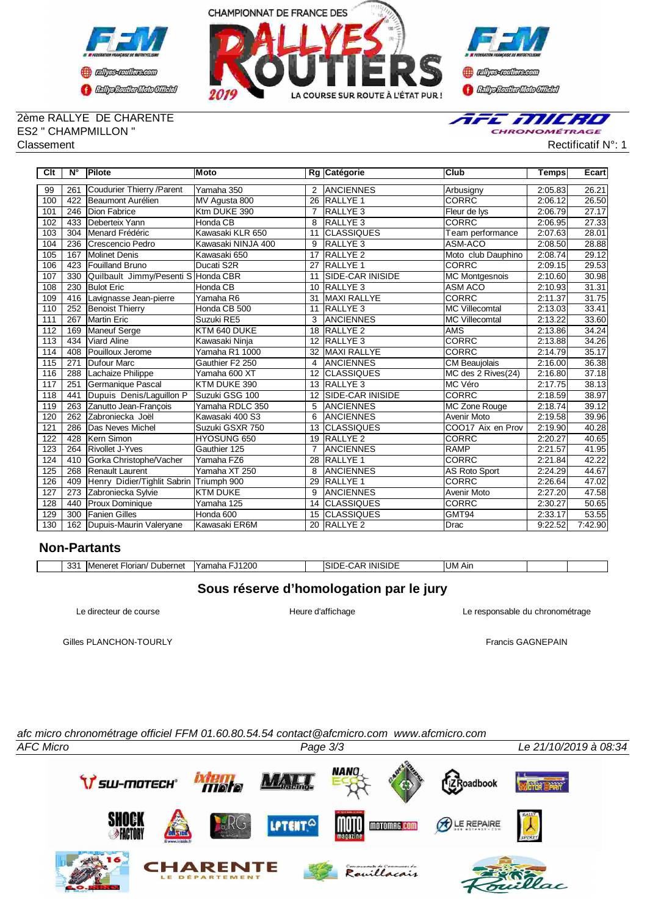CHAMPIONNAT DE FRANCE DES RALLYES ROUTIERS 2019

LA COURSE SUR ROUTE À L'ÉTAT PUR !

2ème RALLYE DE CHARENTE
ES2 " CHAMPMILLON "
Classement

Rectificatif N°: 1

| Clt | N° | Pilote | Moto | Rg | Catégorie | Club | Temps | Ecart |
|---|---|---|---|---|---|---|---|---|
| 99 | 261 | Couderier Thierry /Parent | Yamaha 350 | 2 | ANCIENNES | Arbusigny | 2:05.83 | 26.21 |
| 100 | 422 | Beaumont Aurélien | MV Agusta 800 | 26 | RALLYE 1 | CORRC | 2:06.12 | 26.50 |
| 101 | 246 | Dion Fabrice | Ktm DUKE 390 | 7 | RALLYE 3 | Fleur de lys | 2:06.79 | 27.17 |
| 102 | 433 | Deberteix Yann | Honda CB | 8 | RALLYE 3 | CORRC | 2:06.95 | 27.33 |
| 103 | 304 | Menard Frédéric | Kawasaki KLR 650 | 11 | CLASSIQUES | Team performance | 2:07.63 | 28.01 |
| 104 | 236 | Crescencio Pedro | Kawasaki NINJA 400 | 9 | RALLYE 3 | ASM-ACO | 2:08.50 | 28.88 |
| 105 | 167 | Molinet Denis | Kawasaki 650 | 17 | RALLYE 2 | Moto club Dauphino | 2:08.74 | 29.12 |
| 106 | 423 | Fouilland Bruno | Ducati S2R | 27 | RALLYE 1 | CORRC | 2:09.15 | 29.53 |
| 107 | 330 | Quilbault Jimmy/Pesenti S | Honda CBR | 11 | SIDE-CAR INISIDE | MC Montgesnois | 2:10.60 | 30.98 |
| 108 | 230 | Bulot Eric | Honda CB | 10 | RALLYE 3 | ASM ACO | 2:10.93 | 31.31 |
| 109 | 416 | Lavignasse Jean-pierre | Yamaha R6 | 31 | MAXI RALLYE | CORRC | 2:11.37 | 31.75 |
| 110 | 252 | Benoist Thierry | Honda CB 500 | 11 | RALLYE 3 | MC Villecomtal | 2:13.03 | 33.41 |
| 111 | 267 | Martin Eric | Suzuki RE5 | 3 | ANCIENNES | MC Villecomtal | 2:13.22 | 33.60 |
| 112 | 169 | Maneuf Serge | KTM 640 DUKE | 18 | RALLYE 2 | AMS | 2:13.86 | 34.24 |
| 113 | 434 | Viard Aline | Kawasaki Ninja | 12 | RALLYE 3 | CORRC | 2:13.88 | 34.26 |
| 114 | 408 | Pouilloux Jerome | Yamaha R1 1000 | 32 | MAXI RALLYE | CORRC | 2:14.79 | 35.17 |
| 115 | 271 | Dufour Marc | Gauthier F2 250 | 4 | ANCIENNES | CM Beaujolais | 2:16.00 | 36.38 |
| 116 | 288 | Lachaize Philippe | Yamaha 600 XT | 12 | CLASSIQUES | MC des 2 Rives(24) | 2:16.80 | 37.18 |
| 117 | 251 | Germanique Pascal | KTM DUKE 390 | 13 | RALLYE 3 | MC Véro | 2:17.75 | 38.13 |
| 118 | 441 | Dupuis Denis/Laguillon P | Suzuki GSG 100 | 12 | SIDE-CAR INISIDE | CORRC | 2:18.59 | 38.97 |
| 119 | 263 | Zanutto Jean-François | Yamaha RDLC 350 | 5 | ANCIENNES | MC Zone Rouge | 2:18.74 | 39.12 |
| 120 | 262 | Zabroniecka Joël | Kawasaki 400 S3 | 6 | ANCIENNES | Avenir Moto | 2:19.58 | 39.96 |
| 121 | 286 | Das Neves Michel | Suzuki GSXR 750 | 13 | CLASSIQUES | COO17 Aix en Prov | 2:19.90 | 40.28 |
| 122 | 428 | Kern Simon | HYOSUNG 650 | 19 | RALLYE 2 | CORRC | 2:20.27 | 40.65 |
| 123 | 264 | Rivollet J-Yves | Gauthier 125 | 7 | ANCIENNES | RAMP | 2:21.57 | 41.95 |
| 124 | 410 | Gorka Christophe/Vacher | Yamaha FZ6 | 28 | RALLYE 1 | CORRC | 2:21.84 | 42.22 |
| 125 | 268 | Renault Laurent | Yamaha XT 250 | 8 | ANCIENNES | AS Roto Sport | 2:24.29 | 44.67 |
| 126 | 409 | Henry Didier/Tighlit Sabrin | Triumph 900 | 29 | RALLYE 1 | CORRC | 2:26.64 | 47.02 |
| 127 | 273 | Zabroniecka Sylvie | KTM DUKE | 9 | ANCIENNES | Avenir Moto | 2:27.20 | 47.58 |
| 128 | 440 | Proux Dominique | Yamaha 125 | 14 | CLASSIQUES | CORRC | 2:30.27 | 50.65 |
| 129 | 300 | Fanien Gilles | Honda 600 | 15 | CLASSIQUES | GMT94 | 2:33.17 | 53.55 |
| 130 | 162 | Dupuis-Maurin Valeryane | Kawasaki ER6M | 20 | RALLYE 2 | Drac | 9:22.52 | 7:42.90 |

## Non-Partants

| | | | | | | | | |
|---|---|---|---|---|---|---|---|---|
| | 331 | Meneret Florian/ Dubernet | Yamaha FJ1200 | | SIDE-CAR INISIDE | UM Ain | | |

## Sous réserve d'homologation par le jury

Le directeur de course — Heure d'affichage — Le responsable du chronométrage

Gilles PLANCHON-TOURLY — Francis GAGNEPAIN

*afc micro chronométrage officiel FFM 01.60.80.54.54 contact@afcmicro.com www.afcmicro.com*

*AFC Micro* — *Le 21/10/2019 à 08:34*